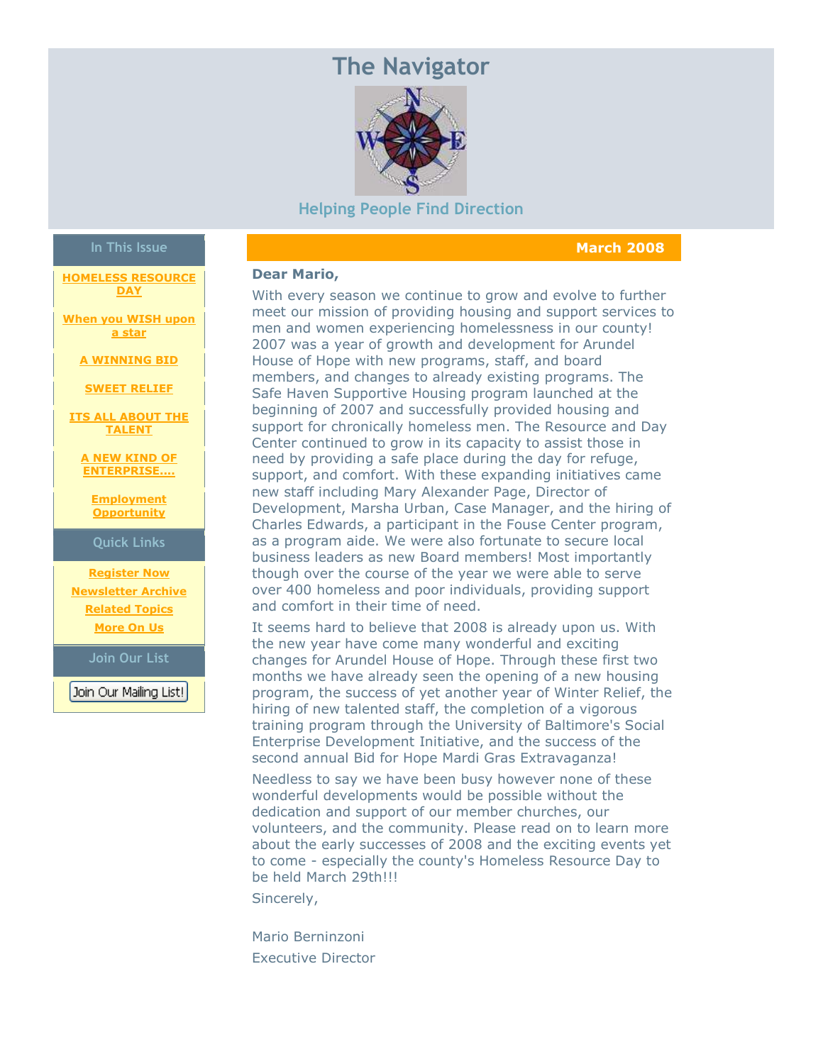# The Navigator

Helping People Find Direction

**In This Issue**

- HOMELESS RESOURCE DAY
- When you WISH upon a star
- A WINNING BID
- SWEET RELIEF
- ITS ALL ABOUT THE TALENT
- A NEW KIND OF ENTERPRISE....
- Employment Opportunity

**Quick Links**

- Register Now
- Newsletter Archive
- Related Topics
- More On Us

**Join Our List**

Join Our Mailing List!

**March 2008**

**Dear Mario,**

With every season we continue to grow and evolve to further meet our mission of providing housing and support services to men and women experiencing homelessness in our county! 2007 was a year of growth and development for Arundel House of Hope with new programs, staff, and board members, and changes to already existing programs. The Safe Haven Supportive Housing program launched at the beginning of 2007 and successfully provided housing and support for chronically homeless men. The Resource and Day Center continued to grow in its capacity to assist those in need by providing a safe place during the day for refuge, support, and comfort. With these expanding initiatives came new staff including Mary Alexander Page, Director of Development, Marsha Urban, Case Manager, and the hiring of Charles Edwards, a participant in the Fouse Center program, as a program aide. We were also fortunate to secure local business leaders as new Board members! Most importantly though over the course of the year we were able to serve over 400 homeless and poor individuals, providing support and comfort in their time of need.

It seems hard to believe that 2008 is already upon us. With the new year have come many wonderful and exciting changes for Arundel House of Hope. Through these first two months we have already seen the opening of a new housing program, the success of yet another year of Winter Relief, the hiring of new talented staff, the completion of a vigorous training program through the University of Baltimore's Social Enterprise Development Initiative, and the success of the second annual Bid for Hope Mardi Gras Extravaganza!

Needless to say we have been busy however none of these wonderful developments would be possible without the dedication and support of our member churches, our volunteers, and the community. Please read on to learn more about the early successes of 2008 and the exciting events yet to come - especially the county's Homeless Resource Day to be held March 29th!!!

Sincerely,

Mario Berninzoni
Executive Director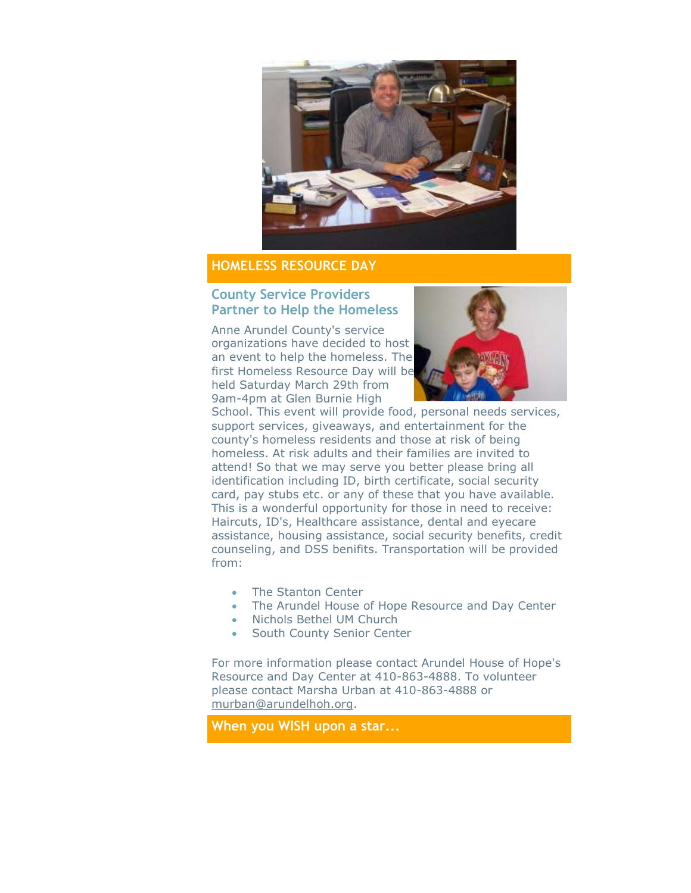## HOMELESS RESOURCE DAY

### County Service Providers Partner to Help the Homeless

Anne Arundel County's service organizations have decided to host an event to help the homeless. The first Homeless Resource Day will be held Saturday March 29th from 9am-4pm at Glen Burnie High School. This event will provide food, personal needs services, support services, giveaways, and entertainment for the county's homeless residents and those at risk of being homeless. At risk adults and their families are invited to attend! So that we may serve you better please bring all identification including ID, birth certificate, social security card, pay stubs etc. or any of these that you have available. This is a wonderful opportunity for those in need to receive: Haircuts, ID's, Healthcare assistance, dental and eyecare assistance, housing assistance, social security benefits, credit counseling, and DSS benifits. Transportation will be provided from:

- The Stanton Center
- The Arundel House of Hope Resource and Day Center
- Nichols Bethel UM Church
- South County Senior Center

For more information please contact Arundel House of Hope's Resource and Day Center at 410-863-4888. To volunteer please contact Marsha Urban at 410-863-4888 or murban@arundelhoh.org.

## When you WISH upon a star...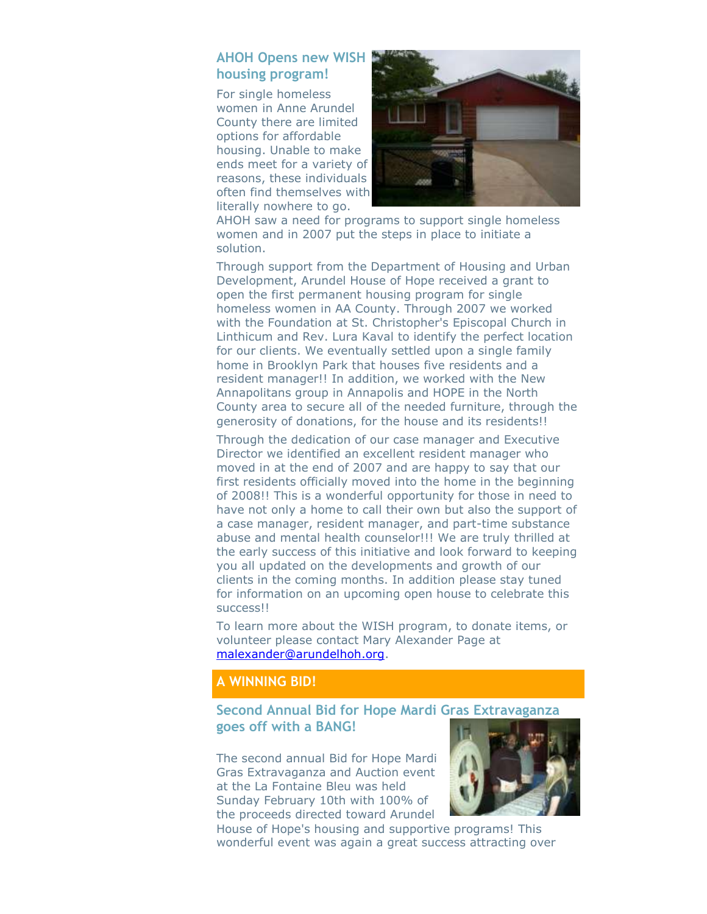## AHOH Opens new WISH housing program!

For single homeless women in Anne Arundel County there are limited options for affordable housing. Unable to make ends meet for a variety of reasons, these individuals often find themselves with literally nowhere to go. AHOH saw a need for programs to support single homeless women and in 2007 put the steps in place to initiate a solution.

Through support from the Department of Housing and Urban Development, Arundel House of Hope received a grant to open the first permanent housing program for single homeless women in AA County. Through 2007 we worked with the Foundation at St. Christopher's Episcopal Church in Linthicum and Rev. Lura Kaval to identify the perfect location for our clients. We eventually settled upon a single family home in Brooklyn Park that houses five residents and a resident manager!! In addition, we worked with the New Annapolitans group in Annapolis and HOPE in the North County area to secure all of the needed furniture, through the generosity of donations, for the house and its residents!!

Through the dedication of our case manager and Executive Director we identified an excellent resident manager who moved in at the end of 2007 and are happy to say that our first residents officially moved into the home in the beginning of 2008!! This is a wonderful opportunity for those in need to have not only a home to call their own but also the support of a case manager, resident manager, and part-time substance abuse and mental health counselor!!! We are truly thrilled at the early success of this initiative and look forward to keeping you all updated on the developments and growth of our clients in the coming months. In addition please stay tuned for information on an upcoming open house to celebrate this success!!

To learn more about the WISH program, to donate items, or volunteer please contact Mary Alexander Page at malexander@arundelhoh.org.

## A WINNING BID!

### Second Annual Bid for Hope Mardi Gras Extravaganza goes off with a BANG!

The second annual Bid for Hope Mardi Gras Extravaganza and Auction event at the La Fontaine Bleu was held Sunday February 10th with 100% of the proceeds directed toward Arundel House of Hope's housing and supportive programs! This wonderful event was again a great success attracting over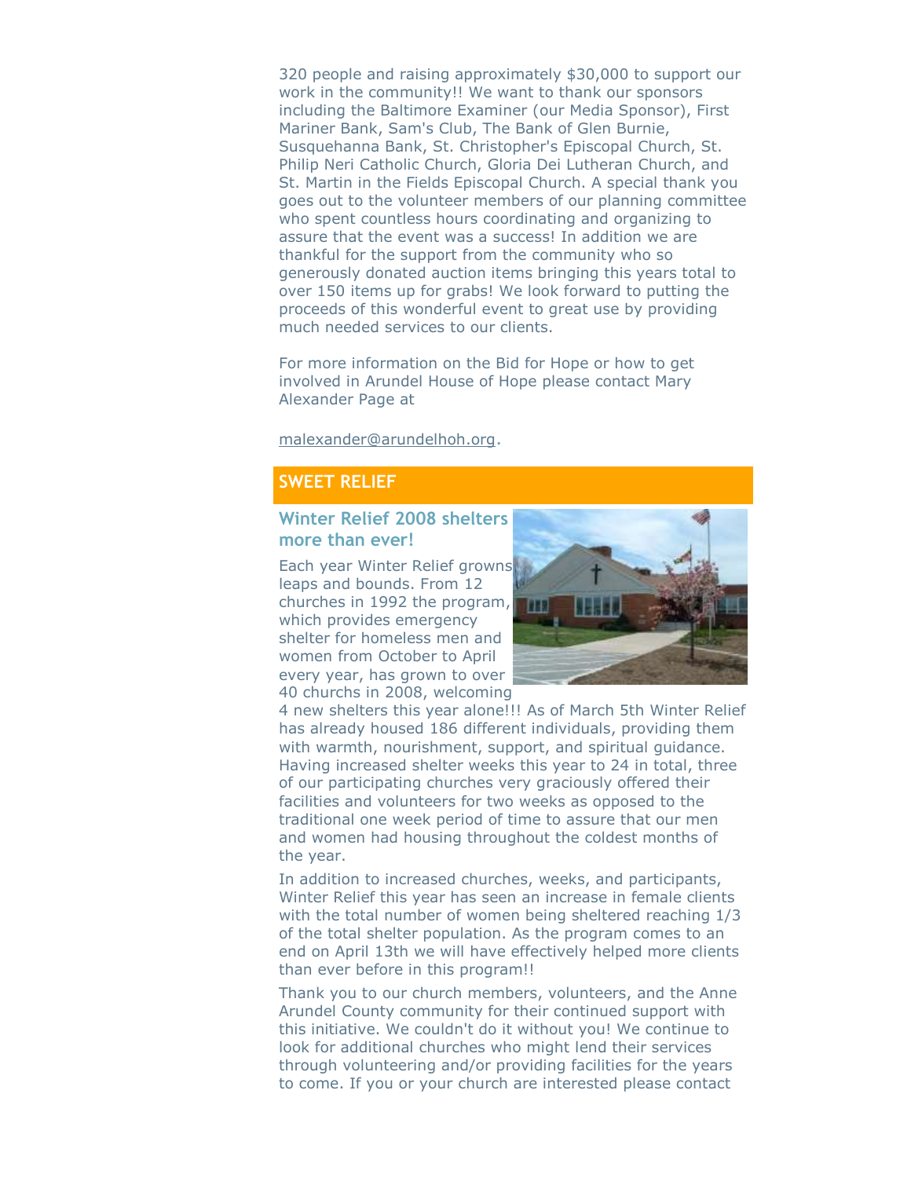320 people and raising approximately $30,000 to support our work in the community!! We want to thank our sponsors including the Baltimore Examiner (our Media Sponsor), First Mariner Bank, Sam's Club, The Bank of Glen Burnie, Susquehanna Bank, St. Christopher's Episcopal Church, St. Philip Neri Catholic Church, Gloria Dei Lutheran Church, and St. Martin in the Fields Episcopal Church. A special thank you goes out to the volunteer members of our planning committee who spent countless hours coordinating and organizing to assure that the event was a success! In addition we are thankful for the support from the community who so generously donated auction items bringing this years total to over 150 items up for grabs! We look forward to putting the proceeds of this wonderful event to great use by providing much needed services to our clients.

For more information on the Bid for Hope or how to get involved in Arundel House of Hope please contact Mary Alexander Page at

malexander@arundelhoh.org.

## SWEET RELIEF

### Winter Relief 2008 shelters more than ever!

Each year Winter Relief growns leaps and bounds. From 12 churches in 1992 the program, which provides emergency shelter for homeless men and women from October to April every year, has grown to over 40 churchs in 2008, welcoming 4 new shelters this year alone!!! As of March 5th Winter Relief has already housed 186 different individuals, providing them with warmth, nourishment, support, and spiritual guidance. Having increased shelter weeks this year to 24 in total, three of our participating churches very graciously offered their facilities and volunteers for two weeks as opposed to the traditional one week period of time to assure that our men and women had housing throughout the coldest months of the year.

In addition to increased churches, weeks, and participants, Winter Relief this year has seen an increase in female clients with the total number of women being sheltered reaching 1/3 of the total shelter population. As the program comes to an end on April 13th we will have effectively helped more clients than ever before in this program!!

Thank you to our church members, volunteers, and the Anne Arundel County community for their continued support with this initiative. We couldn't do it without you! We continue to look for additional churches who might lend their services through volunteering and/or providing facilities for the years to come. If you or your church are interested please contact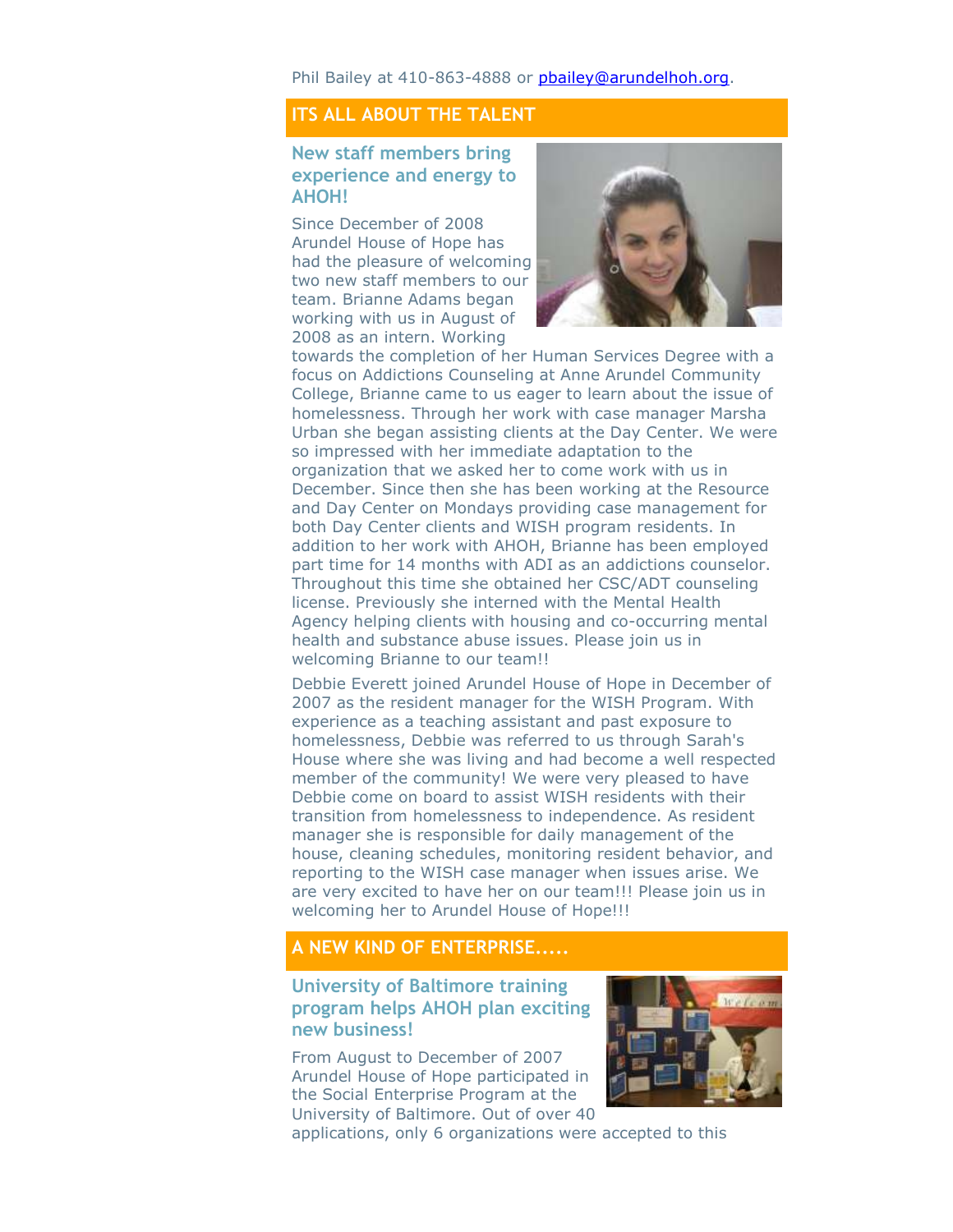Phil Bailey at 410-863-4888 or pbailey@arundelhoh.org.

## ITS ALL ABOUT THE TALENT

### New staff members bring experience and energy to AHOH!

Since December of 2008 Arundel House of Hope has had the pleasure of welcoming two new staff members to our team. Brianne Adams began working with us in August of 2008 as an intern. Working towards the completion of her Human Services Degree with a focus on Addictions Counseling at Anne Arundel Community College, Brianne came to us eager to learn about the issue of homelessness. Through her work with case manager Marsha Urban she began assisting clients at the Day Center. We were so impressed with her immediate adaptation to the organization that we asked her to come work with us in December. Since then she has been working at the Resource and Day Center on Mondays providing case management for both Day Center clients and WISH program residents. In addition to her work with AHOH, Brianne has been employed part time for 14 months with ADI as an addictions counselor. Throughout this time she obtained her CSC/ADT counseling license. Previously she interned with the Mental Health Agency helping clients with housing and co-occurring mental health and substance abuse issues. Please join us in welcoming Brianne to our team!!

Debbie Everett joined Arundel House of Hope in December of 2007 as the resident manager for the WISH Program. With experience as a teaching assistant and past exposure to homelessness, Debbie was referred to us through Sarah's House where she was living and had become a well respected member of the community! We were very pleased to have Debbie come on board to assist WISH residents with their transition from homelessness to independence. As resident manager she is responsible for daily management of the house, cleaning schedules, monitoring resident behavior, and reporting to the WISH case manager when issues arise. We are very excited to have her on our team!!! Please join us in welcoming her to Arundel House of Hope!!!

## A NEW KIND OF ENTERPRISE.....

### University of Baltimore training program helps AHOH plan exciting new business!

From August to December of 2007 Arundel House of Hope participated in the Social Enterprise Program at the University of Baltimore. Out of over 40 applications, only 6 organizations were accepted to this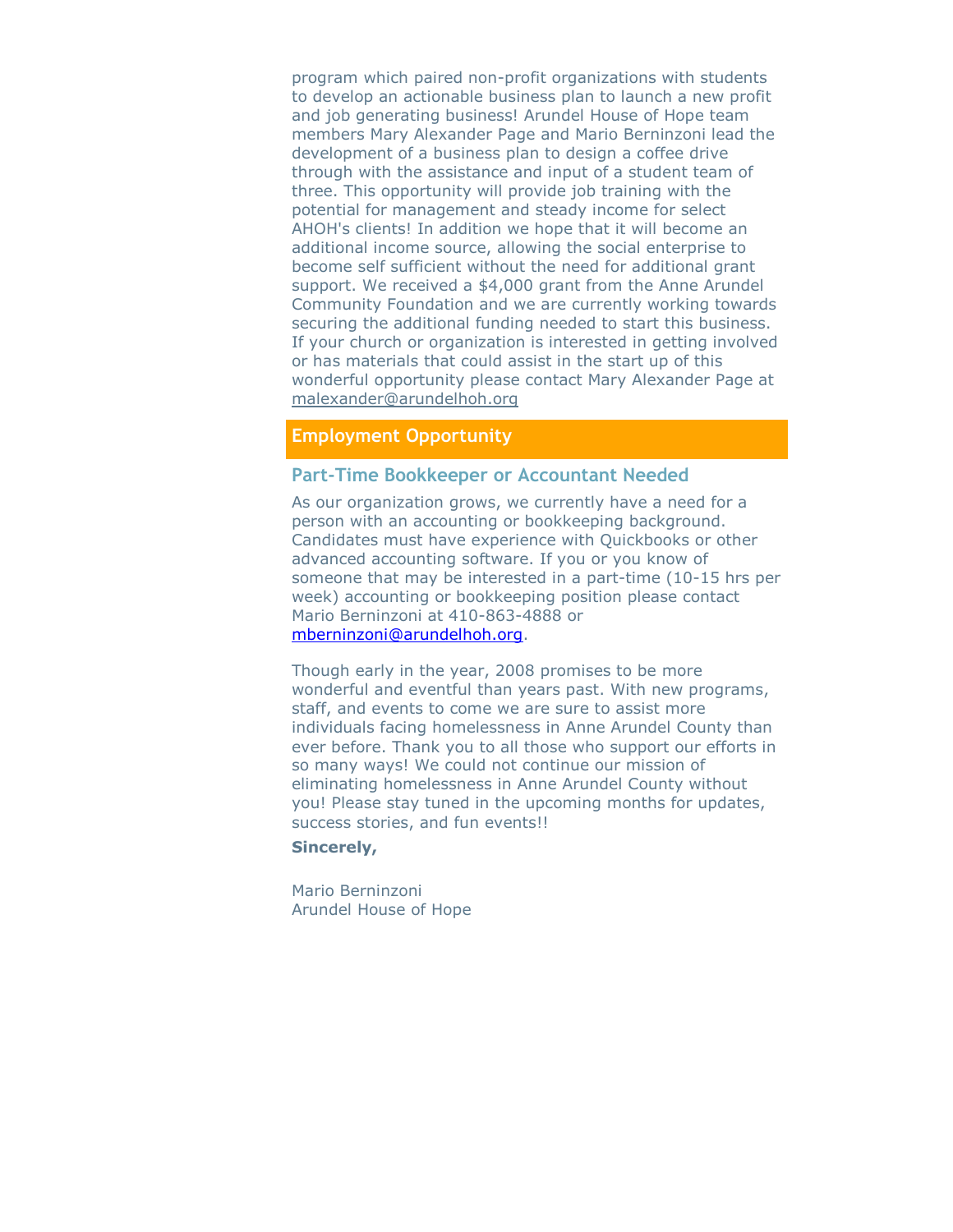program which paired non-profit organizations with students to develop an actionable business plan to launch a new profit and job generating business! Arundel House of Hope team members Mary Alexander Page and Mario Berninzoni lead the development of a business plan to design a coffee drive through with the assistance and input of a student team of three. This opportunity will provide job training with the potential for management and steady income for select AHOH's clients! In addition we hope that it will become an additional income source, allowing the social enterprise to become self sufficient without the need for additional grant support. We received a $4,000 grant from the Anne Arundel Community Foundation and we are currently working towards securing the additional funding needed to start this business. If your church or organization is interested in getting involved or has materials that could assist in the start up of this wonderful opportunity please contact Mary Alexander Page at malexander@arundelhoh.org

## Employment Opportunity

### Part-Time Bookkeeper or Accountant Needed

As our organization grows, we currently have a need for a person with an accounting or bookkeeping background. Candidates must have experience with Quickbooks or other advanced accounting software. If you or you know of someone that may be interested in a part-time (10-15 hrs per week) accounting or bookkeeping position please contact Mario Berninzoni at 410-863-4888 or mberninzoni@arundelhoh.org.

Though early in the year, 2008 promises to be more wonderful and eventful than years past. With new programs, staff, and events to come we are sure to assist more individuals facing homelessness in Anne Arundel County than ever before. Thank you to all those who support our efforts in so many ways! We could not continue our mission of eliminating homelessness in Anne Arundel County without you! Please stay tuned in the upcoming months for updates, success stories, and fun events!!

**Sincerely,**

Mario Berninzoni
Arundel House of Hope